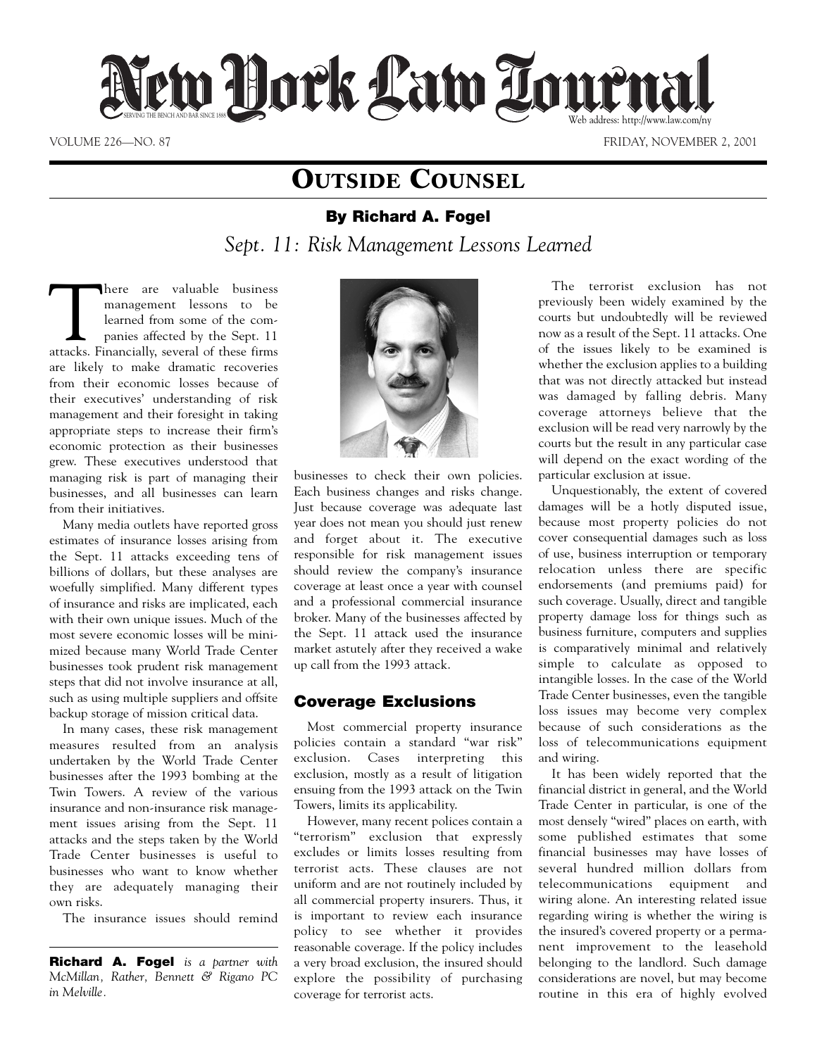# New York Law Journal

SERVING THE BENCH AND BAR SINCE 1888

Web address: http://www.law.com/ny

VOLUME 226—NO. 87 FRIDAY, NOVEMBER 2, 2001

## OUTSIDE COUNSEL

**By Richard A. Fogel**

*Sept. 11: Risk Management Lessons Learned*

There are valuable business management lessons to be learned from some of the companies affected by the Sept. 11 attacks. Financially, several of these firms are likely to make dramatic recoveries from their economic losses because of their executives' understanding of risk management and their foresight in taking appropriate steps to increase their firm's economic protection as their businesses grew. These executives understood that managing risk is part of managing their businesses, and all businesses can learn from their initiatives.

Many media outlets have reported gross estimates of insurance losses arising from the Sept. 11 attacks exceeding tens of billions of dollars, but these analyses are woefully simplified. Many different types of insurance and risks are implicated, each with their own unique issues. Much of the most severe economic losses will be minimized because many World Trade Center businesses took prudent risk management steps that did not involve insurance at all, such as using multiple suppliers and offsite backup storage of mission critical data.

In many cases, these risk management measures resulted from an analysis undertaken by the World Trade Center businesses after the 1993 bombing at the Twin Towers. A review of the various insurance and non-insurance risk management issues arising from the Sept. 11 attacks and the steps taken by the World Trade Center businesses is useful to businesses who want to know whether they are adequately managing their own risks.

The insurance issues should remind businesses to check their own policies. Each business changes and risks change. Just because coverage was adequate last year does not mean you should just renew and forget about it. The executive responsible for risk management issues should review the company's insurance coverage at least once a year with counsel and a professional commercial insurance broker. Many of the businesses affected by the Sept. 11 attack used the insurance market astutely after they received a wake up call from the 1993 attack.

**Richard A. Fogel** *is a partner with McMillan, Rather, Bennett & Rigano PC in Melville.*

### Coverage Exclusions

Most commercial property insurance policies contain a standard "war risk" exclusion. Cases interpreting this exclusion, mostly as a result of litigation ensuing from the 1993 attack on the Twin Towers, limits its applicability.

However, many recent polices contain a "terrorism" exclusion that expressly excludes or limits losses resulting from terrorist acts. These clauses are not uniform and are not routinely included by all commercial property insurers. Thus, it is important to review each insurance policy to see whether it provides reasonable coverage. If the policy includes a very broad exclusion, the insured should explore the possibility of purchasing coverage for terrorist acts.

The terrorist exclusion has not previously been widely examined by the courts but undoubtedly will be reviewed now as a result of the Sept. 11 attacks. One of the issues likely to be examined is whether the exclusion applies to a building that was not directly attacked but instead was damaged by falling debris. Many coverage attorneys believe that the exclusion will be read very narrowly by the courts but the result in any particular case will depend on the exact wording of the particular exclusion at issue.

Unquestionably, the extent of covered damages will be a hotly disputed issue, because most property policies do not cover consequential damages such as loss of use, business interruption or temporary relocation unless there are specific endorsements (and premiums paid) for such coverage. Usually, direct and tangible property damage loss for things such as business furniture, computers and supplies is comparatively minimal and relatively simple to calculate as opposed to intangible losses. In the case of the World Trade Center businesses, even the tangible loss issues may become very complex because of such considerations as the loss of telecommunications equipment and wiring.

It has been widely reported that the financial district in general, and the World Trade Center in particular, is one of the most densely "wired" places on earth, with some published estimates that some financial businesses may have losses of several hundred million dollars from telecommunications equipment and wiring alone. An interesting related issue regarding wiring is whether the wiring is the insured's covered property or a permanent improvement to the leasehold belonging to the landlord. Such damage considerations are novel, but may become routine in this era of highly evolved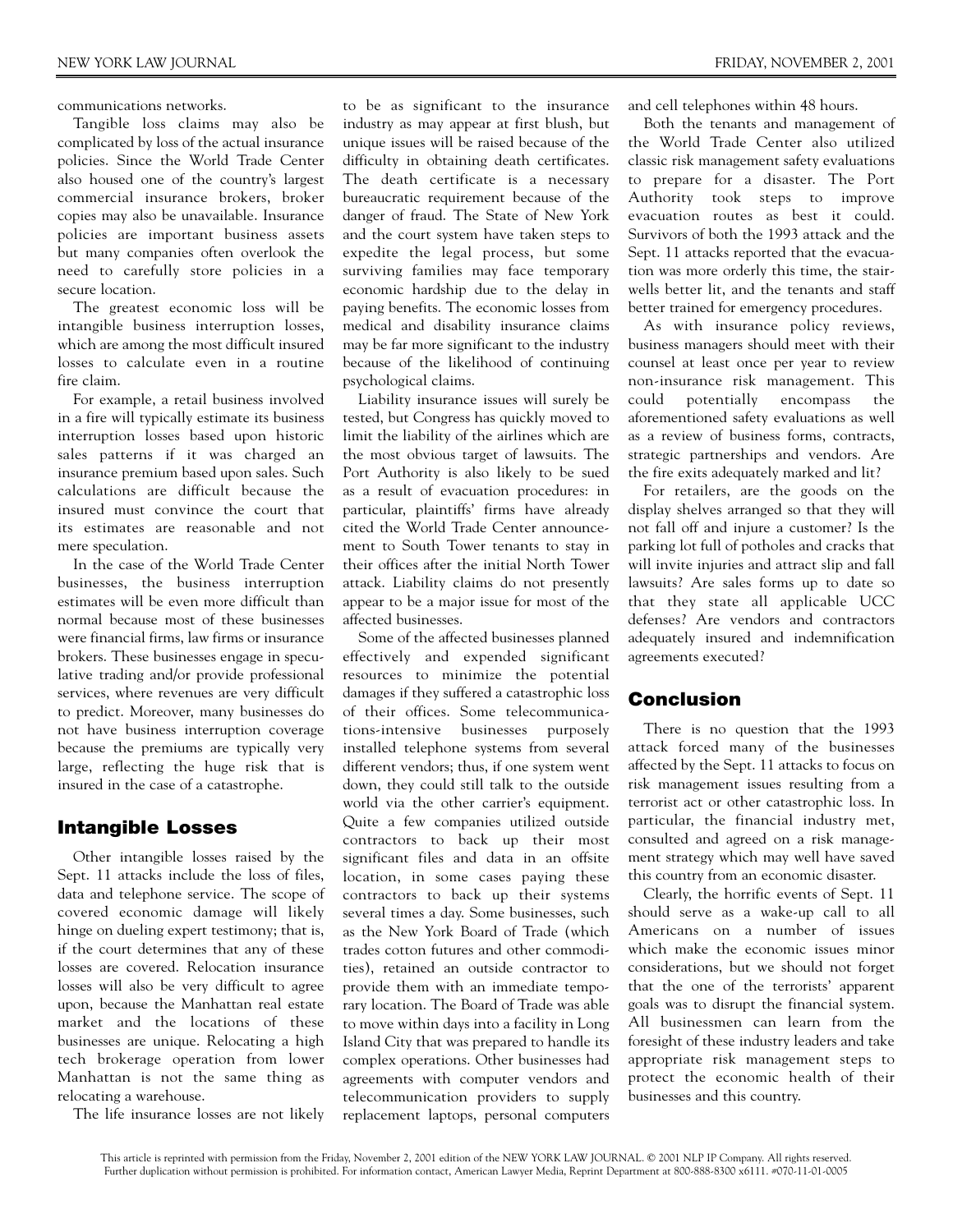communications networks.

Tangible loss claims may also be complicated by loss of the actual insurance policies. Since the World Trade Center also housed one of the country's largest commercial insurance brokers, broker copies may also be unavailable. Insurance policies are important business assets but many companies often overlook the need to carefully store policies in a secure location.

The greatest economic loss will be intangible business interruption losses, which are among the most difficult insured losses to calculate even in a routine fire claim.

For example, a retail business involved in a fire will typically estimate its business interruption losses based upon historic sales patterns if it was charged an insurance premium based upon sales. Such calculations are difficult because the insured must convince the court that its estimates are reasonable and not mere speculation.

In the case of the World Trade Center businesses, the business interruption estimates will be even more difficult than normal because most of these businesses were financial firms, law firms or insurance brokers. These businesses engage in speculative trading and/or provide professional services, where revenues are very difficult to predict. Moreover, many businesses do not have business interruption coverage because the premiums are typically very large, reflecting the huge risk that is insured in the case of a catastrophe.

## Intangible Losses

Other intangible losses raised by the Sept. 11 attacks include the loss of files, data and telephone service. The scope of covered economic damage will likely hinge on dueling expert testimony; that is, if the court determines that any of these losses are covered. Relocation insurance losses will also be very difficult to agree upon, because the Manhattan real estate market and the locations of these businesses are unique. Relocating a high tech brokerage operation from lower Manhattan is not the same thing as relocating a warehouse.

The life insurance losses are not likely to be as significant to the insurance industry as may appear at first blush, but unique issues will be raised because of the difficulty in obtaining death certificates. The death certificate is a necessary bureaucratic requirement because of the danger of fraud. The State of New York and the court system have taken steps to expedite the legal process, but some surviving families may face temporary economic hardship due to the delay in paying benefits. The economic losses from medical and disability insurance claims may be far more significant to the industry because of the likelihood of continuing psychological claims.

Liability insurance issues will surely be tested, but Congress has quickly moved to limit the liability of the airlines which are the most obvious target of lawsuits. The Port Authority is also likely to be sued as a result of evacuation procedures: in particular, plaintiffs' firms have already cited the World Trade Center announcement to South Tower tenants to stay in their offices after the initial North Tower attack. Liability claims do not presently appear to be a major issue for most of the affected businesses.

Some of the affected businesses planned effectively and expended significant resources to minimize the potential damages if they suffered a catastrophic loss of their offices. Some telecommunications-intensive businesses purposely installed telephone systems from several different vendors; thus, if one system went down, they could still talk to the outside world via the other carrier's equipment. Quite a few companies utilized outside contractors to back up their most significant files and data in an offsite location, in some cases paying these contractors to back up their systems several times a day. Some businesses, such as the New York Board of Trade (which trades cotton futures and other commodities), retained an outside contractor to provide them with an immediate temporary location. The Board of Trade was able to move within days into a facility in Long Island City that was prepared to handle its complex operations. Other businesses had agreements with computer vendors and telecommunication providers to supply replacement laptops, personal computers and cell telephones within 48 hours.

Both the tenants and management of the World Trade Center also utilized classic risk management safety evaluations to prepare for a disaster. The Port Authority took steps to improve evacuation routes as best it could. Survivors of both the 1993 attack and the Sept. 11 attacks reported that the evacuation was more orderly this time, the stairwells better lit, and the tenants and staff better trained for emergency procedures.

As with insurance policy reviews, business managers should meet with their counsel at least once per year to review non-insurance risk management. This could potentially encompass the aforementioned safety evaluations as well as a review of business forms, contracts, strategic partnerships and vendors. Are the fire exits adequately marked and lit?

For retailers, are the goods on the display shelves arranged so that they will not fall off and injure a customer? Is the parking lot full of potholes and cracks that will invite injuries and attract slip and fall lawsuits? Are sales forms up to date so that they state all applicable UCC defenses? Are vendors and contractors adequately insured and indemnification agreements executed?

## Conclusion

There is no question that the 1993 attack forced many of the businesses affected by the Sept. 11 attacks to focus on risk management issues resulting from a terrorist act or other catastrophic loss. In particular, the financial industry met, consulted and agreed on a risk management strategy which may well have saved this country from an economic disaster.

Clearly, the horrific events of Sept. 11 should serve as a wake-up call to all Americans on a number of issues which make the economic issues minor considerations, but we should not forget that the one of the terrorists' apparent goals was to disrupt the financial system. All businessmen can learn from the foresight of these industry leaders and take appropriate risk management steps to protect the economic health of their businesses and this country.

This article is reprinted with permission from the Friday, November 2, 2001 edition of the NEW YORK LAW JOURNAL. © 2001 NLP IP Company. All rights reserved. Further duplication without permission is prohibited. For information contact, American Lawyer Media, Reprint Department at 800-888-8300 x6111. #070-11-01-0005